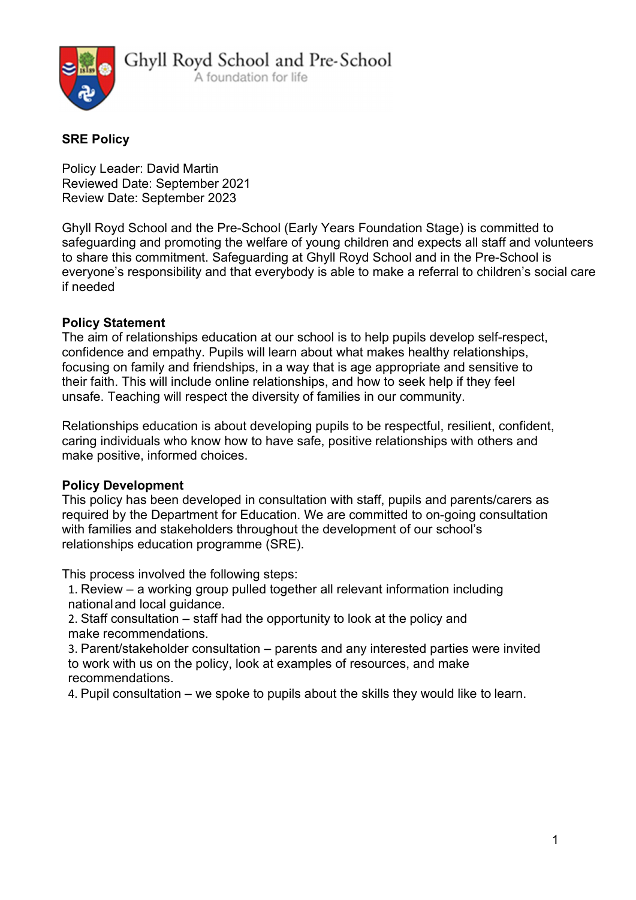Ghyll Royd School and Pre-School

A foundation for life

**SRE Policy**

Policy Leader: David Martin
Reviewed Date: September 2021
Review Date: September 2023

Ghyll Royd School and the Pre-School (Early Years Foundation Stage) is committed to safeguarding and promoting the welfare of young children and expects all staff and volunteers to share this commitment. Safeguarding at Ghyll Royd School and in the Pre-School is everyone's responsibility and that everybody is able to make a referral to children's social care if needed

**Policy Statement**

The aim of relationships education at our school is to help pupils develop self-respect, confidence and empathy. Pupils will learn about what makes healthy relationships, focusing on family and friendships, in a way that is age appropriate and sensitive to their faith. This will include online relationships, and how to seek help if they feel unsafe. Teaching will respect the diversity of families in our community.

Relationships education is about developing pupils to be respectful, resilient, confident, caring individuals who know how to have safe, positive relationships with others and make positive, informed choices.

**Policy Development**

This policy has been developed in consultation with staff, pupils and parents/carers as required by the Department for Education. We are committed to on-going consultation with families and stakeholders throughout the development of our school's relationships education programme (SRE).

This process involved the following steps:

1. Review – a working group pulled together all relevant information including national and local guidance.
2. Staff consultation – staff had the opportunity to look at the policy and make recommendations.
3. Parent/stakeholder consultation – parents and any interested parties were invited to work with us on the policy, look at examples of resources, and make recommendations.
4. Pupil consultation – we spoke to pupils about the skills they would like to learn.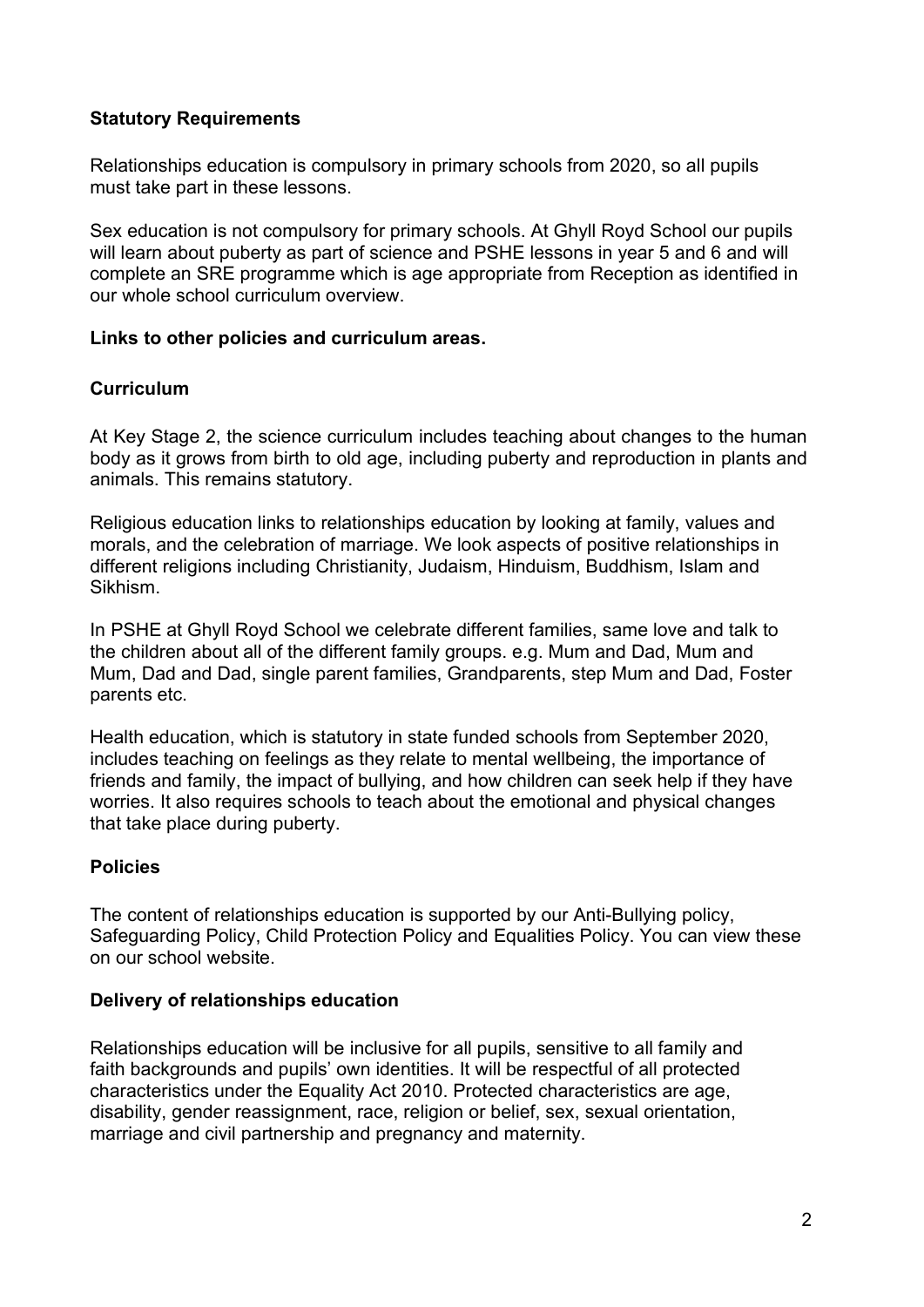## Statutory Requirements

Relationships education is compulsory in primary schools from 2020, so all pupils must take part in these lessons.

Sex education is not compulsory for primary schools. At Ghyll Royd School our pupils will learn about puberty as part of science and PSHE lessons in year 5 and 6 and will complete an SRE programme which is age appropriate from Reception as identified in our whole school curriculum overview.

## Links to other policies and curriculum areas.

### Curriculum

At Key Stage 2, the science curriculum includes teaching about changes to the human body as it grows from birth to old age, including puberty and reproduction in plants and animals. This remains statutory.

Religious education links to relationships education by looking at family, values and morals, and the celebration of marriage. We look aspects of positive relationships in different religions including Christianity, Judaism, Hinduism, Buddhism, Islam and Sikhism.

In PSHE at Ghyll Royd School we celebrate different families, same love and talk to the children about all of the different family groups. e.g. Mum and Dad, Mum and Mum, Dad and Dad, single parent families, Grandparents, step Mum and Dad, Foster parents etc.

Health education, which is statutory in state funded schools from September 2020, includes teaching on feelings as they relate to mental wellbeing, the importance of friends and family, the impact of bullying, and how children can seek help if they have worries. It also requires schools to teach about the emotional and physical changes that take place during puberty.

### Policies

The content of relationships education is supported by our Anti-Bullying policy, Safeguarding Policy, Child Protection Policy and Equalities Policy. You can view these on our school website.

## Delivery of relationships education

Relationships education will be inclusive for all pupils, sensitive to all family and faith backgrounds and pupils' own identities. It will be respectful of all protected characteristics under the Equality Act 2010. Protected characteristics are age, disability, gender reassignment, race, religion or belief, sex, sexual orientation, marriage and civil partnership and pregnancy and maternity.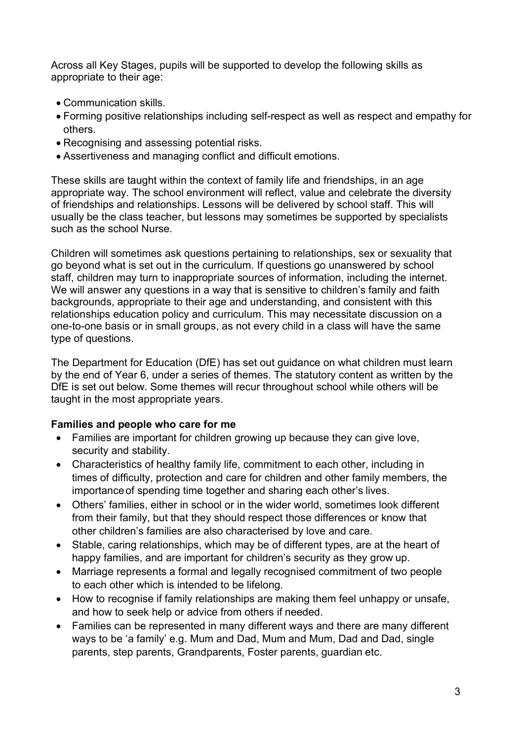Across all Key Stages, pupils will be supported to develop the following skills as appropriate to their age:

- Communication skills.
- Forming positive relationships including self-respect as well as respect and empathy for others.
- Recognising and assessing potential risks.
- Assertiveness and managing conflict and difficult emotions.

These skills are taught within the context of family life and friendships, in an age appropriate way. The school environment will reflect, value and celebrate the diversity of friendships and relationships. Lessons will be delivered by school staff. This will usually be the class teacher, but lessons may sometimes be supported by specialists such as the school Nurse.

Children will sometimes ask questions pertaining to relationships, sex or sexuality that go beyond what is set out in the curriculum. If questions go unanswered by school staff, children may turn to inappropriate sources of information, including the internet. We will answer any questions in a way that is sensitive to children's family and faith backgrounds, appropriate to their age and understanding, and consistent with this relationships education policy and curriculum. This may necessitate discussion on a one-to-one basis or in small groups, as not every child in a class will have the same type of questions.

The Department for Education (DfE) has set out guidance on what children must learn by the end of Year 6, under a series of themes. The statutory content as written by the DfE is set out below. Some themes will recur throughout school while others will be taught in the most appropriate years.

**Families and people who care for me**

- Families are important for children growing up because they can give love, security and stability.
- Characteristics of healthy family life, commitment to each other, including in times of difficulty, protection and care for children and other family members, the importance of spending time together and sharing each other's lives.
- Others' families, either in school or in the wider world, sometimes look different from their family, but that they should respect those differences or know that other children's families are also characterised by love and care.
- Stable, caring relationships, which may be of different types, are at the heart of happy families, and are important for children's security as they grow up.
- Marriage represents a formal and legally recognised commitment of two people to each other which is intended to be lifelong.
- How to recognise if family relationships are making them feel unhappy or unsafe, and how to seek help or advice from others if needed.
- Families can be represented in many different ways and there are many different ways to be 'a family' e.g. Mum and Dad, Mum and Mum, Dad and Dad, single parents, step parents, Grandparents, Foster parents, guardian etc.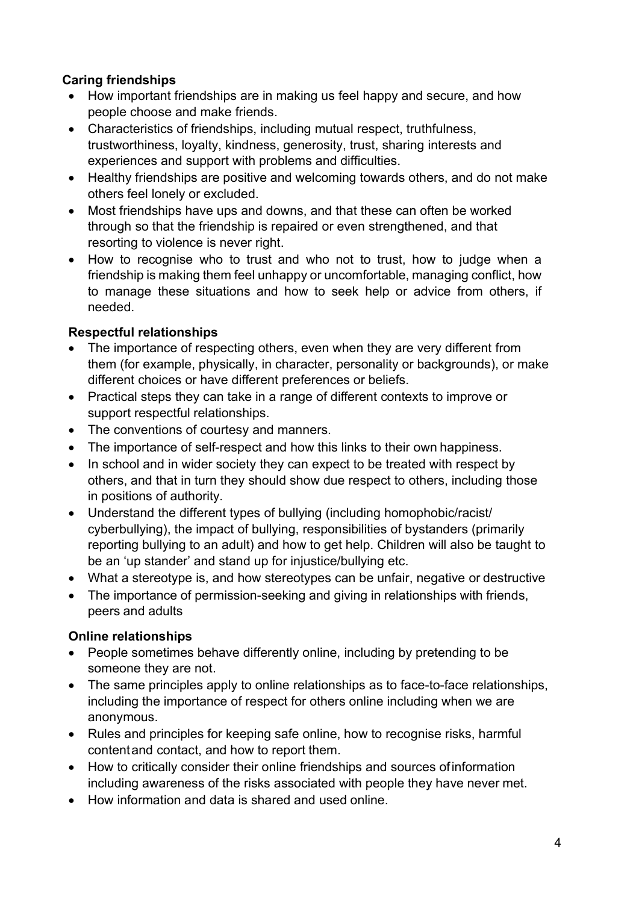**Caring friendships**

- How important friendships are in making us feel happy and secure, and how people choose and make friends.
- Characteristics of friendships, including mutual respect, truthfulness, trustworthiness, loyalty, kindness, generosity, trust, sharing interests and experiences and support with problems and difficulties.
- Healthy friendships are positive and welcoming towards others, and do not make others feel lonely or excluded.
- Most friendships have ups and downs, and that these can often be worked through so that the friendship is repaired or even strengthened, and that resorting to violence is never right.
- How to recognise who to trust and who not to trust, how to judge when a friendship is making them feel unhappy or uncomfortable, managing conflict, how to manage these situations and how to seek help or advice from others, if needed.

**Respectful relationships**

- The importance of respecting others, even when they are very different from them (for example, physically, in character, personality or backgrounds), or make different choices or have different preferences or beliefs.
- Practical steps they can take in a range of different contexts to improve or support respectful relationships.
- The conventions of courtesy and manners.
- The importance of self-respect and how this links to their own happiness.
- In school and in wider society they can expect to be treated with respect by others, and that in turn they should show due respect to others, including those in positions of authority.
- Understand the different types of bullying (including homophobic/racist/ cyberbullying), the impact of bullying, responsibilities of bystanders (primarily reporting bullying to an adult) and how to get help. Children will also be taught to be an 'up stander' and stand up for injustice/bullying etc.
- What a stereotype is, and how stereotypes can be unfair, negative or destructive
- The importance of permission-seeking and giving in relationships with friends, peers and adults

**Online relationships**

- People sometimes behave differently online, including by pretending to be someone they are not.
- The same principles apply to online relationships as to face-to-face relationships, including the importance of respect for others online including when we are anonymous.
- Rules and principles for keeping safe online, how to recognise risks, harmful content and contact, and how to report them.
- How to critically consider their online friendships and sources of information including awareness of the risks associated with people they have never met.
- How information and data is shared and used online.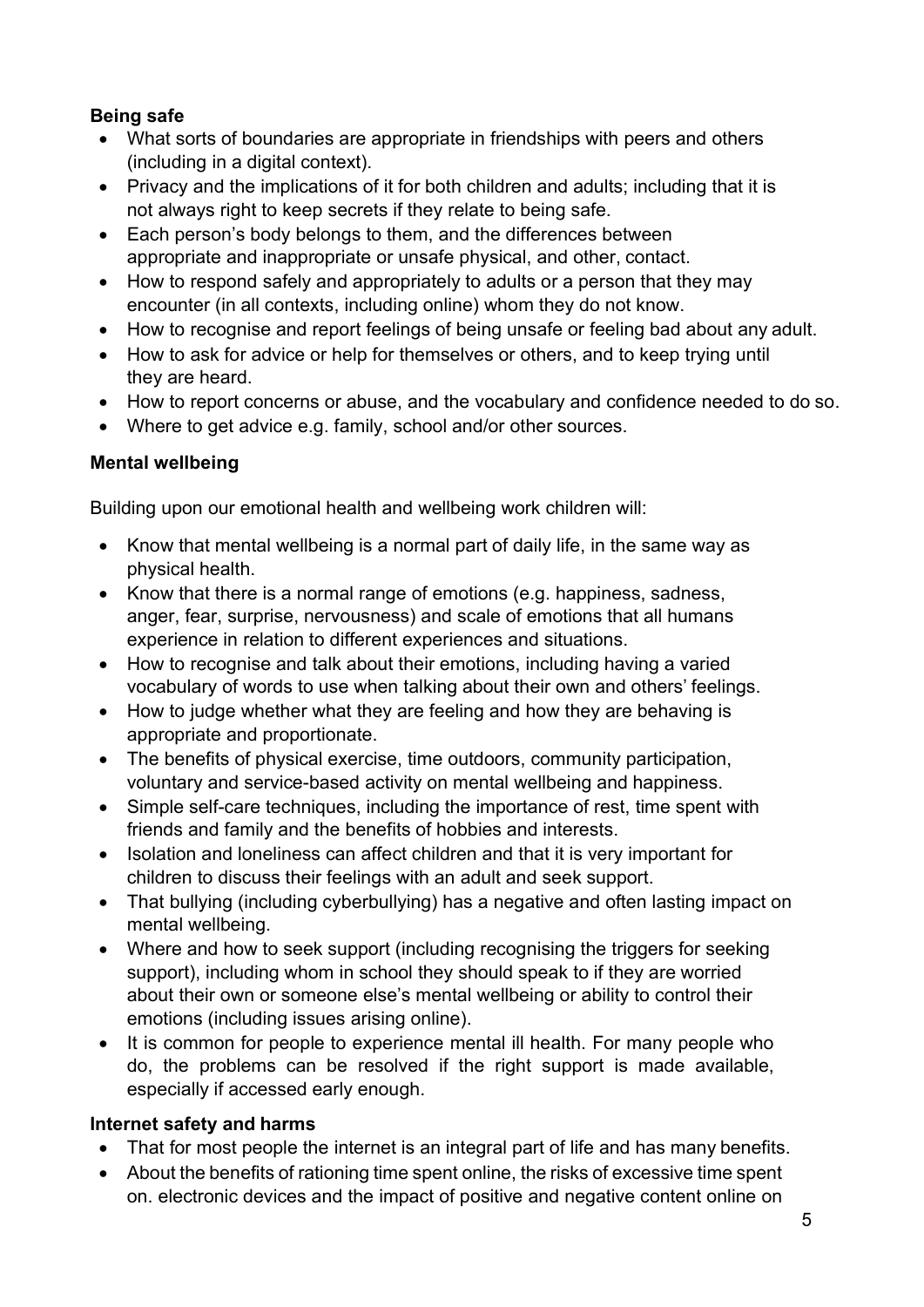**Being safe**

- What sorts of boundaries are appropriate in friendships with peers and others (including in a digital context).
- Privacy and the implications of it for both children and adults; including that it is not always right to keep secrets if they relate to being safe.
- Each person's body belongs to them, and the differences between appropriate and inappropriate or unsafe physical, and other, contact.
- How to respond safely and appropriately to adults or a person that they may encounter (in all contexts, including online) whom they do not know.
- How to recognise and report feelings of being unsafe or feeling bad about any adult.
- How to ask for advice or help for themselves or others, and to keep trying until they are heard.
- How to report concerns or abuse, and the vocabulary and confidence needed to do so.
- Where to get advice e.g. family, school and/or other sources.

**Mental wellbeing**

Building upon our emotional health and wellbeing work children will:

- Know that mental wellbeing is a normal part of daily life, in the same way as physical health.
- Know that there is a normal range of emotions (e.g. happiness, sadness, anger, fear, surprise, nervousness) and scale of emotions that all humans experience in relation to different experiences and situations.
- How to recognise and talk about their emotions, including having a varied vocabulary of words to use when talking about their own and others' feelings.
- How to judge whether what they are feeling and how they are behaving is appropriate and proportionate.
- The benefits of physical exercise, time outdoors, community participation, voluntary and service-based activity on mental wellbeing and happiness.
- Simple self-care techniques, including the importance of rest, time spent with friends and family and the benefits of hobbies and interests.
- Isolation and loneliness can affect children and that it is very important for children to discuss their feelings with an adult and seek support.
- That bullying (including cyberbullying) has a negative and often lasting impact on mental wellbeing.
- Where and how to seek support (including recognising the triggers for seeking support), including whom in school they should speak to if they are worried about their own or someone else's mental wellbeing or ability to control their emotions (including issues arising online).
- It is common for people to experience mental ill health. For many people who do, the problems can be resolved if the right support is made available, especially if accessed early enough.

**Internet safety and harms**

- That for most people the internet is an integral part of life and has many benefits.
- About the benefits of rationing time spent online, the risks of excessive time spent on. electronic devices and the impact of positive and negative content online on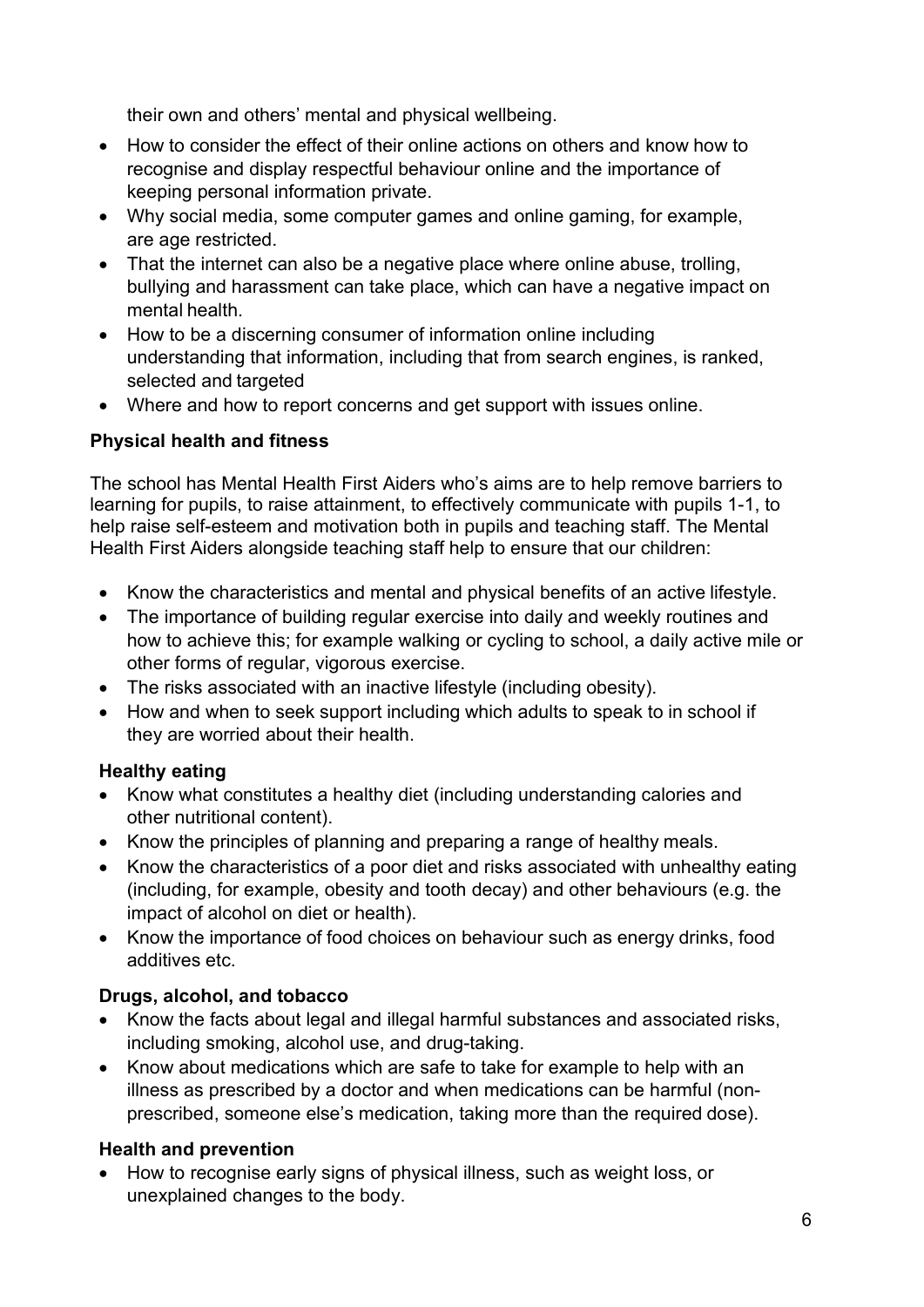their own and others' mental and physical wellbeing.

- How to consider the effect of their online actions on others and know how to recognise and display respectful behaviour online and the importance of keeping personal information private.
- Why social media, some computer games and online gaming, for example, are age restricted.
- That the internet can also be a negative place where online abuse, trolling, bullying and harassment can take place, which can have a negative impact on mental health.
- How to be a discerning consumer of information online including understanding that information, including that from search engines, is ranked, selected and targeted
- Where and how to report concerns and get support with issues online.

**Physical health and fitness**

The school has Mental Health First Aiders who's aims are to help remove barriers to learning for pupils, to raise attainment, to effectively communicate with pupils 1-1, to help raise self-esteem and motivation both in pupils and teaching staff. The Mental Health First Aiders alongside teaching staff help to ensure that our children:

- Know the characteristics and mental and physical benefits of an active lifestyle.
- The importance of building regular exercise into daily and weekly routines and how to achieve this; for example walking or cycling to school, a daily active mile or other forms of regular, vigorous exercise.
- The risks associated with an inactive lifestyle (including obesity).
- How and when to seek support including which adults to speak to in school if they are worried about their health.

**Healthy eating**

- Know what constitutes a healthy diet (including understanding calories and other nutritional content).
- Know the principles of planning and preparing a range of healthy meals.
- Know the characteristics of a poor diet and risks associated with unhealthy eating (including, for example, obesity and tooth decay) and other behaviours (e.g. the impact of alcohol on diet or health).
- Know the importance of food choices on behaviour such as energy drinks, food additives etc.

**Drugs, alcohol, and tobacco**

- Know the facts about legal and illegal harmful substances and associated risks, including smoking, alcohol use, and drug-taking.
- Know about medications which are safe to take for example to help with an illness as prescribed by a doctor and when medications can be harmful (non-prescribed, someone else's medication, taking more than the required dose).

**Health and prevention**

- How to recognise early signs of physical illness, such as weight loss, or unexplained changes to the body.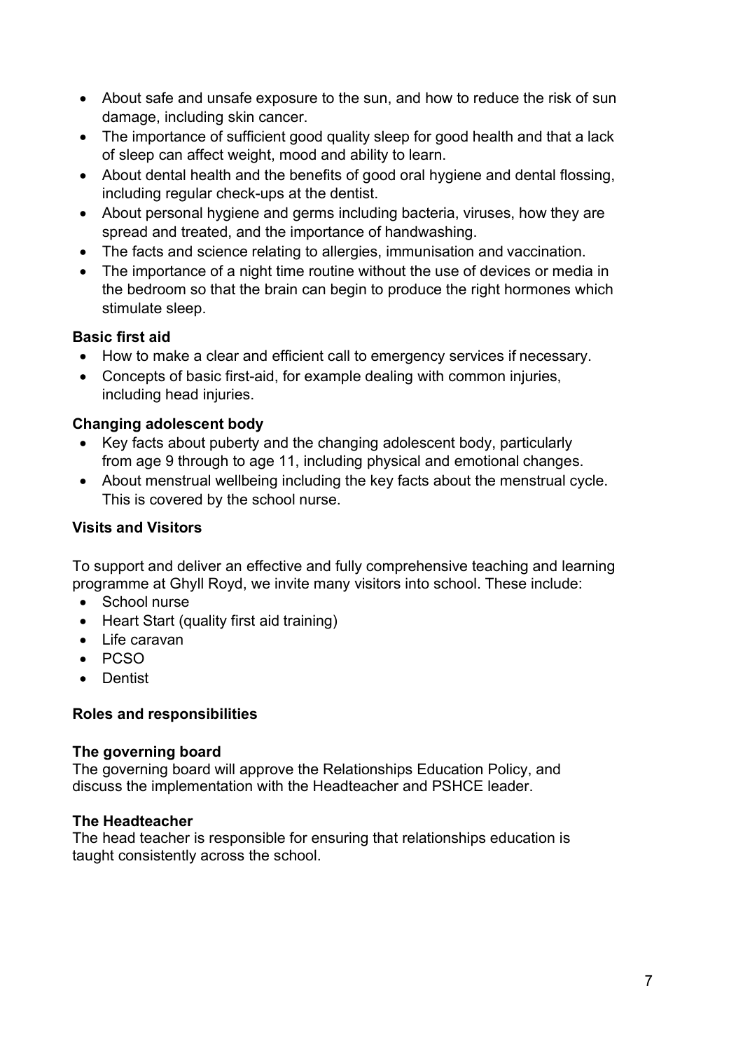- About safe and unsafe exposure to the sun, and how to reduce the risk of sun damage, including skin cancer.
- The importance of sufficient good quality sleep for good health and that a lack of sleep can affect weight, mood and ability to learn.
- About dental health and the benefits of good oral hygiene and dental flossing, including regular check-ups at the dentist.
- About personal hygiene and germs including bacteria, viruses, how they are spread and treated, and the importance of handwashing.
- The facts and science relating to allergies, immunisation and vaccination.
- The importance of a night time routine without the use of devices or media in the bedroom so that the brain can begin to produce the right hormones which stimulate sleep.

**Basic first aid**

- How to make a clear and efficient call to emergency services if necessary.
- Concepts of basic first-aid, for example dealing with common injuries, including head injuries.

**Changing adolescent body**

- Key facts about puberty and the changing adolescent body, particularly from age 9 through to age 11, including physical and emotional changes.
- About menstrual wellbeing including the key facts about the menstrual cycle. This is covered by the school nurse.

**Visits and Visitors**

To support and deliver an effective and fully comprehensive teaching and learning programme at Ghyll Royd, we invite many visitors into school. These include:

- School nurse
- Heart Start (quality first aid training)
- Life caravan
- PCSO
- Dentist

**Roles and responsibilities**

**The governing board**
The governing board will approve the Relationships Education Policy, and discuss the implementation with the Headteacher and PSHCE leader.

**The Headteacher**
The head teacher is responsible for ensuring that relationships education is taught consistently across the school.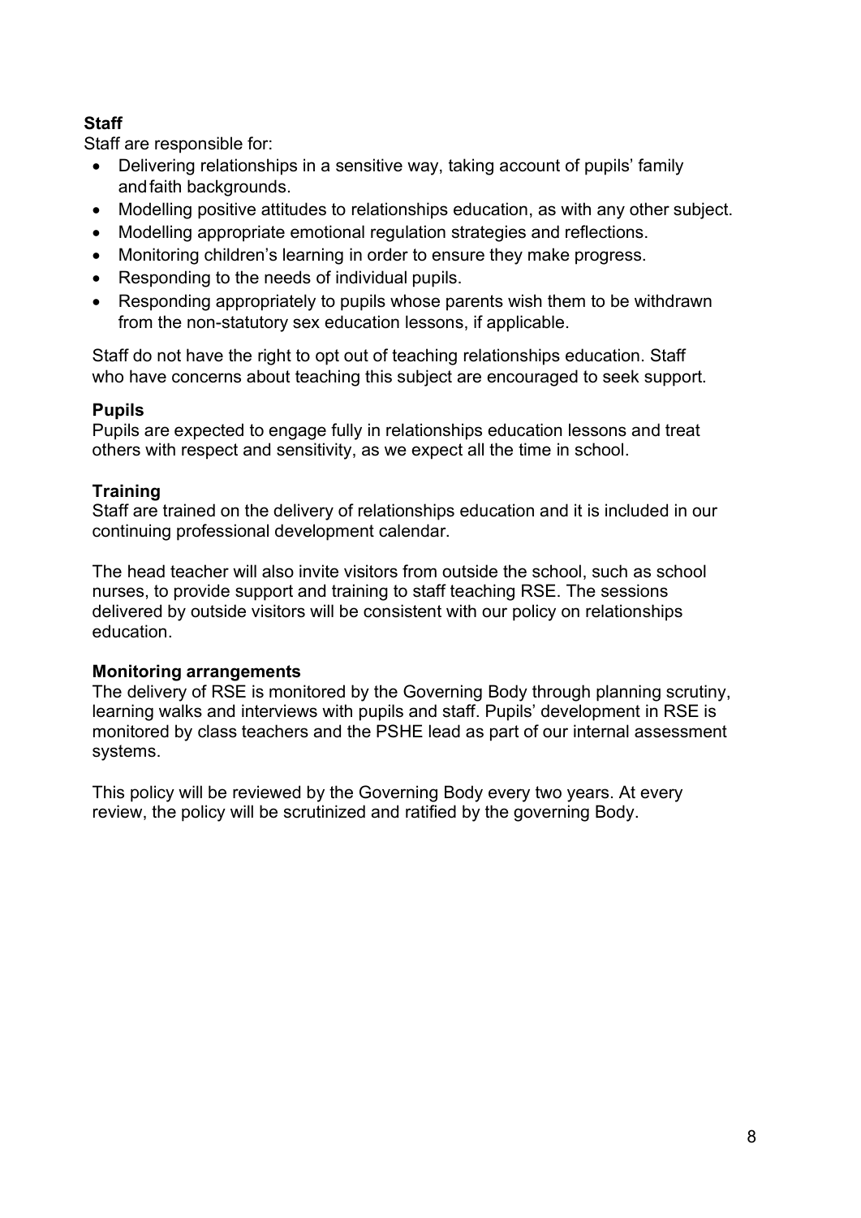**Staff**

Staff are responsible for:

- Delivering relationships in a sensitive way, taking account of pupils' family and faith backgrounds.
- Modelling positive attitudes to relationships education, as with any other subject.
- Modelling appropriate emotional regulation strategies and reflections.
- Monitoring children's learning in order to ensure they make progress.
- Responding to the needs of individual pupils.
- Responding appropriately to pupils whose parents wish them to be withdrawn from the non-statutory sex education lessons, if applicable.

Staff do not have the right to opt out of teaching relationships education. Staff who have concerns about teaching this subject are encouraged to seek support.

**Pupils**

Pupils are expected to engage fully in relationships education lessons and treat others with respect and sensitivity, as we expect all the time in school.

**Training**

Staff are trained on the delivery of relationships education and it is included in our continuing professional development calendar.

The head teacher will also invite visitors from outside the school, such as school nurses, to provide support and training to staff teaching RSE. The sessions delivered by outside visitors will be consistent with our policy on relationships education.

**Monitoring arrangements**

The delivery of RSE is monitored by the Governing Body through planning scrutiny, learning walks and interviews with pupils and staff. Pupils' development in RSE is monitored by class teachers and the PSHE lead as part of our internal assessment systems.

This policy will be reviewed by the Governing Body every two years. At every review, the policy will be scrutinized and ratified by the governing Body.